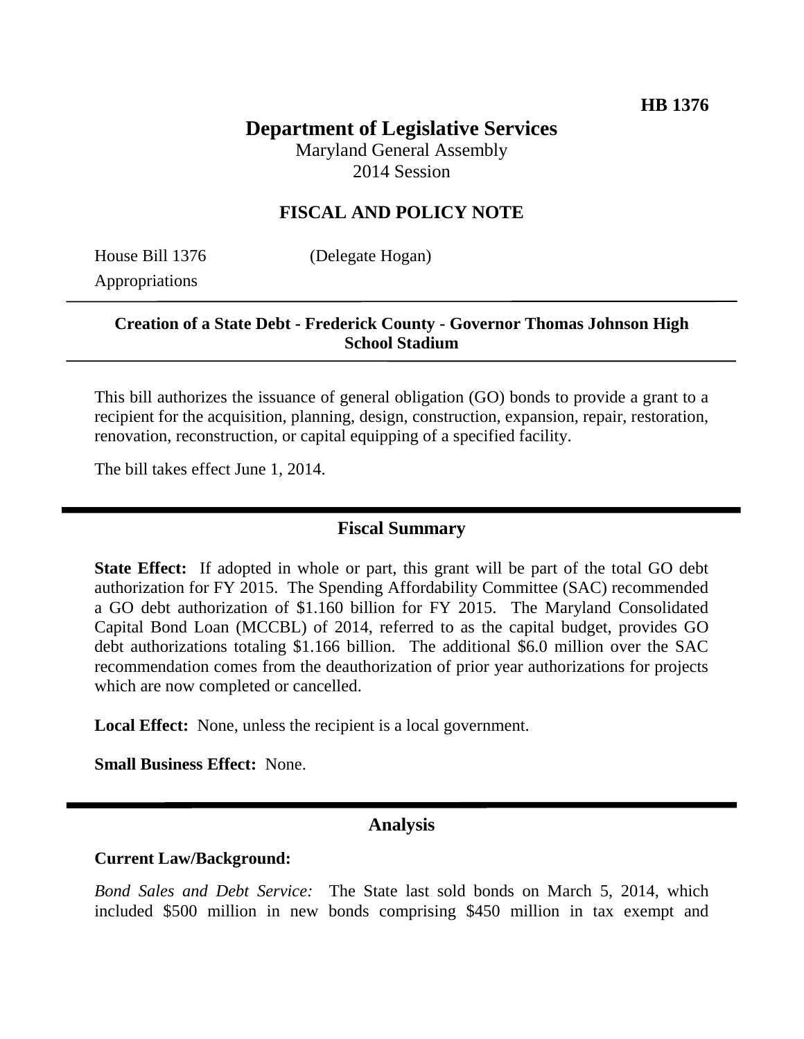HB 1376

# Department of Legislative Services

Maryland General Assembly
2014 Session

## FISCAL AND POLICY NOTE

House Bill 1376 (Delegate Hogan)
Appropriations

**Creation of a State Debt - Frederick County - Governor Thomas Johnson High School Stadium**

This bill authorizes the issuance of general obligation (GO) bonds to provide a grant to a recipient for the acquisition, planning, design, construction, expansion, repair, restoration, renovation, reconstruction, or capital equipping of a specified facility.

The bill takes effect June 1, 2014.

## Fiscal Summary

**State Effect:** If adopted in whole or part, this grant will be part of the total GO debt authorization for FY 2015. The Spending Affordability Committee (SAC) recommended a GO debt authorization of $1.160 billion for FY 2015. The Maryland Consolidated Capital Bond Loan (MCCBL) of 2014, referred to as the capital budget, provides GO debt authorizations totaling $1.166 billion. The additional $6.0 million over the SAC recommendation comes from the deauthorization of prior year authorizations for projects which are now completed or cancelled.

**Local Effect:** None, unless the recipient is a local government.

**Small Business Effect:** None.

## Analysis

**Current Law/Background:**

*Bond Sales and Debt Service:* The State last sold bonds on March 5, 2014, which included $500 million in new bonds comprising $450 million in tax exempt and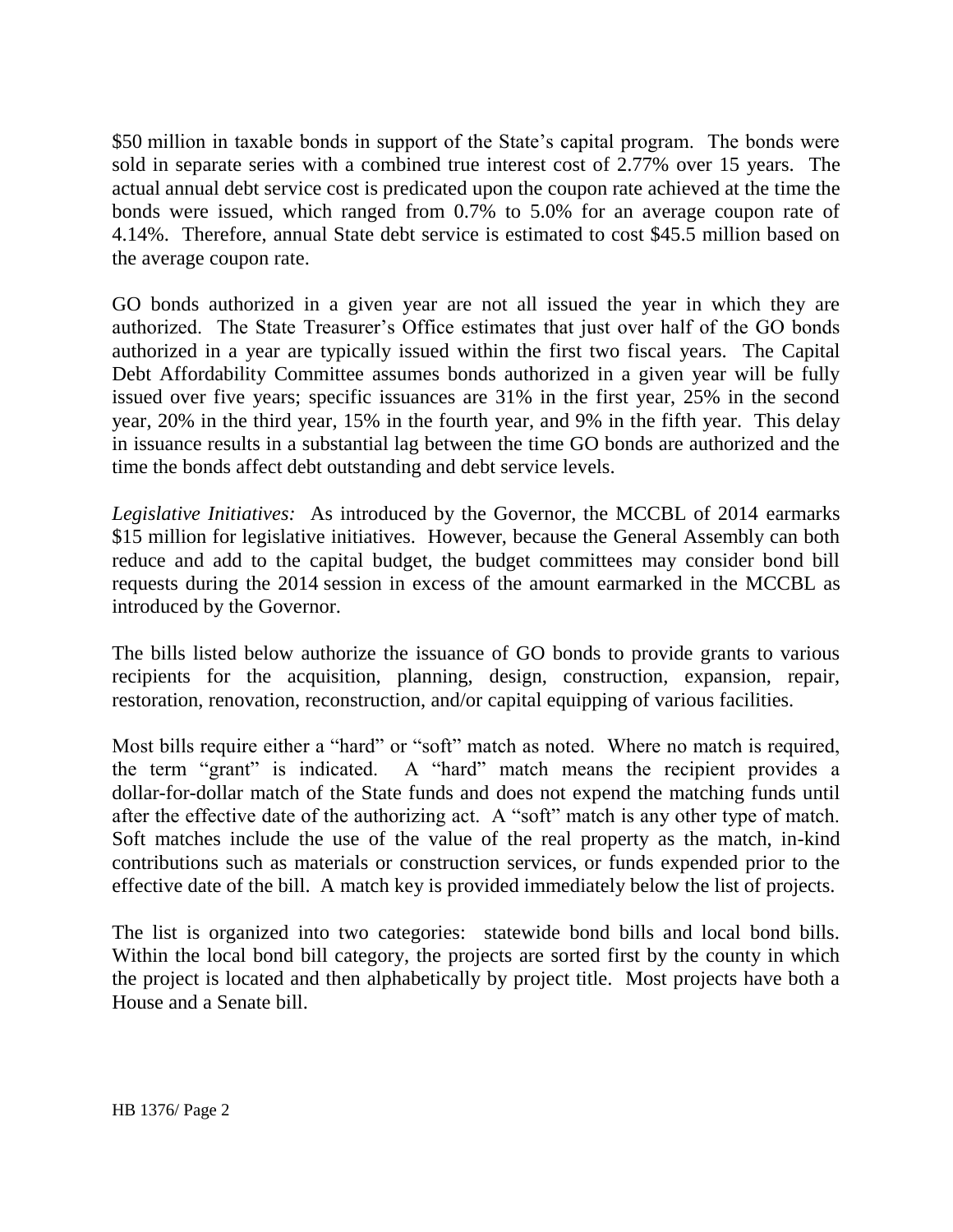$50 million in taxable bonds in support of the State's capital program. The bonds were sold in separate series with a combined true interest cost of 2.77% over 15 years. The actual annual debt service cost is predicated upon the coupon rate achieved at the time the bonds were issued, which ranged from 0.7% to 5.0% for an average coupon rate of 4.14%. Therefore, annual State debt service is estimated to cost $45.5 million based on the average coupon rate.

GO bonds authorized in a given year are not all issued the year in which they are authorized. The State Treasurer's Office estimates that just over half of the GO bonds authorized in a year are typically issued within the first two fiscal years. The Capital Debt Affordability Committee assumes bonds authorized in a given year will be fully issued over five years; specific issuances are 31% in the first year, 25% in the second year, 20% in the third year, 15% in the fourth year, and 9% in the fifth year. This delay in issuance results in a substantial lag between the time GO bonds are authorized and the time the bonds affect debt outstanding and debt service levels.

*Legislative Initiatives:* As introduced by the Governor, the MCCBL of 2014 earmarks $15 million for legislative initiatives. However, because the General Assembly can both reduce and add to the capital budget, the budget committees may consider bond bill requests during the 2014 session in excess of the amount earmarked in the MCCBL as introduced by the Governor.

The bills listed below authorize the issuance of GO bonds to provide grants to various recipients for the acquisition, planning, design, construction, expansion, repair, restoration, renovation, reconstruction, and/or capital equipping of various facilities.

Most bills require either a "hard" or "soft" match as noted. Where no match is required, the term "grant" is indicated. A "hard" match means the recipient provides a dollar-for-dollar match of the State funds and does not expend the matching funds until after the effective date of the authorizing act. A "soft" match is any other type of match. Soft matches include the use of the value of the real property as the match, in-kind contributions such as materials or construction services, or funds expended prior to the effective date of the bill. A match key is provided immediately below the list of projects.

The list is organized into two categories: statewide bond bills and local bond bills. Within the local bond bill category, the projects are sorted first by the county in which the project is located and then alphabetically by project title. Most projects have both a House and a Senate bill.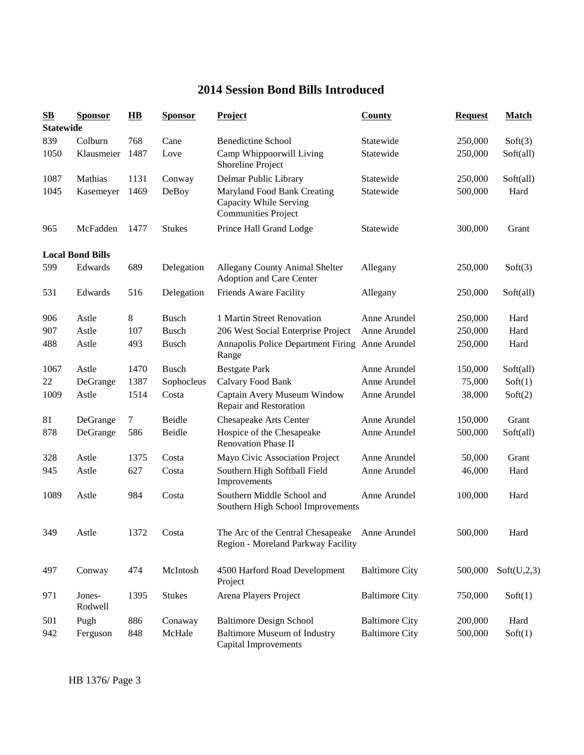# 2014 Session Bond Bills Introduced

| SB | Sponsor | HB | Sponsor | Project | County | Request | Match |
|---|---|---|---|---|---|---|---|
| **Statewide** | | | | | | | |
| 839 | Colburn | 768 | Cane | Benedictine School | Statewide | 250,000 | Soft(3) |
| 1050 | Klausmeier | 1487 | Love | Camp Whippoorwill Living Shoreline Project | Statewide | 250,000 | Soft(all) |
| 1087 | Mathias | 1131 | Conway | Delmar Public Library | Statewide | 250,000 | Soft(all) |
| 1045 | Kasemeyer | 1469 | DeBoy | Maryland Food Bank Creating Capacity While Serving Communities Project | Statewide | 500,000 | Hard |
| 965 | McFadden | 1477 | Stukes | Prince Hall Grand Lodge | Statewide | 300,000 | Grant |
| **Local Bond Bills** | | | | | | | |
| 599 | Edwards | 689 | Delegation | Allegany County Animal Shelter Adoption and Care Center | Allegany | 250,000 | Soft(3) |
| 531 | Edwards | 516 | Delegation | Friends Aware Facility | Allegany | 250,000 | Soft(all) |
| 906 | Astle | 8 | Busch | 1 Martin Street Renovation | Anne Arundel | 250,000 | Hard |
| 907 | Astle | 107 | Busch | 206 West Social Enterprise Project | Anne Arundel | 250,000 | Hard |
| 488 | Astle | 493 | Busch | Annapolis Police Department Firing Range | Anne Arundel | 250,000 | Hard |
| 1067 | Astle | 1470 | Busch | Bestgate Park | Anne Arundel | 150,000 | Soft(all) |
| 22 | DeGrange | 1387 | Sophocleus | Calvary Food Bank | Anne Arundel | 75,000 | Soft(1) |
| 1009 | Astle | 1514 | Costa | Captain Avery Museum Window Repair and Restoration | Anne Arundel | 38,000 | Soft(2) |
| 81 | DeGrange | 7 | Beidle | Chesapeake Arts Center | Anne Arundel | 150,000 | Grant |
| 878 | DeGrange | 586 | Beidle | Hospice of the Chesapeake Renovation Phase II | Anne Arundel | 500,000 | Soft(all) |
| 328 | Astle | 1375 | Costa | Mayo Civic Association Project | Anne Arundel | 50,000 | Grant |
| 945 | Astle | 627 | Costa | Southern High Softball Field Improvements | Anne Arundel | 46,000 | Hard |
| 1089 | Astle | 984 | Costa | Southern Middle School and Southern High School Improvements | Anne Arundel | 100,000 | Hard |
| 349 | Astle | 1372 | Costa | The Arc of the Central Chesapeake Region - Moreland Parkway Facility | Anne Arundel | 500,000 | Hard |
| 497 | Conway | 474 | McIntosh | 4500 Harford Road Development Project | Baltimore City | 500,000 | Soft(U,2,3) |
| 971 | Jones-Rodwell | 1395 | Stukes | Arena Players Project | Baltimore City | 750,000 | Soft(1) |
| 501 | Pugh | 886 | Conaway | Baltimore Design School | Baltimore City | 200,000 | Hard |
| 942 | Ferguson | 848 | McHale | Baltimore Museum of Industry Capital Improvements | Baltimore City | 500,000 | Soft(1) |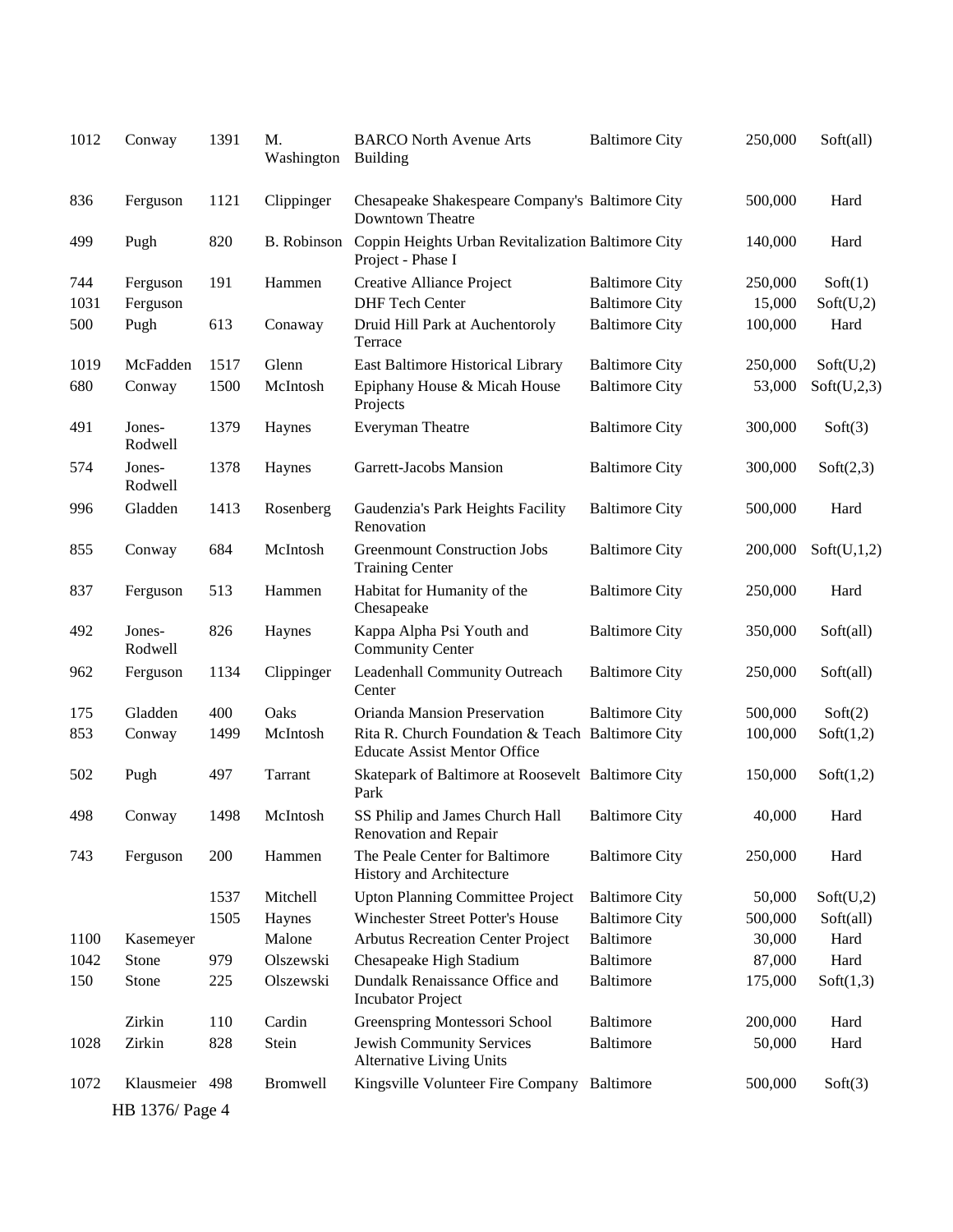| | | | | | | | |
|---|---|---|---|---|---|---|---|
| 1012 | Conway | 1391 | M. Washington | BARCO North Avenue Arts Building | Baltimore City | 250,000 | Soft(all) |
| 836 | Ferguson | 1121 | Clippinger | Chesapeake Shakespeare Company's Downtown Theatre | Baltimore City | 500,000 | Hard |
| 499 | Pugh | 820 | B. Robinson | Coppin Heights Urban Revitalization Project - Phase I | Baltimore City | 140,000 | Hard |
| 744 | Ferguson | 191 | Hammen | Creative Alliance Project | Baltimore City | 250,000 | Soft(1) |
| 1031 | Ferguson | | | DHF Tech Center | Baltimore City | 15,000 | Soft(U,2) |
| 500 | Pugh | 613 | Conaway | Druid Hill Park at Auchentoroly Terrace | Baltimore City | 100,000 | Hard |
| 1019 | McFadden | 1517 | Glenn | East Baltimore Historical Library | Baltimore City | 250,000 | Soft(U,2) |
| 680 | Conway | 1500 | McIntosh | Epiphany House & Micah House Projects | Baltimore City | 53,000 | Soft(U,2,3) |
| 491 | Jones-Rodwell | 1379 | Haynes | Everyman Theatre | Baltimore City | 300,000 | Soft(3) |
| 574 | Jones-Rodwell | 1378 | Haynes | Garrett-Jacobs Mansion | Baltimore City | 300,000 | Soft(2,3) |
| 996 | Gladden | 1413 | Rosenberg | Gaudenzia's Park Heights Facility Renovation | Baltimore City | 500,000 | Hard |
| 855 | Conway | 684 | McIntosh | Greenmount Construction Jobs Training Center | Baltimore City | 200,000 | Soft(U,1,2) |
| 837 | Ferguson | 513 | Hammen | Habitat for Humanity of the Chesapeake | Baltimore City | 250,000 | Hard |
| 492 | Jones-Rodwell | 826 | Haynes | Kappa Alpha Psi Youth and Community Center | Baltimore City | 350,000 | Soft(all) |
| 962 | Ferguson | 1134 | Clippinger | Leadenhall Community Outreach Center | Baltimore City | 250,000 | Soft(all) |
| 175 | Gladden | 400 | Oaks | Orianda Mansion Preservation | Baltimore City | 500,000 | Soft(2) |
| 853 | Conway | 1499 | McIntosh | Rita R. Church Foundation & Teach Educate Assist Mentor Office | Baltimore City | 100,000 | Soft(1,2) |
| 502 | Pugh | 497 | Tarrant | Skatepark of Baltimore at Roosevelt Park | Baltimore City | 150,000 | Soft(1,2) |
| 498 | Conway | 1498 | McIntosh | SS Philip and James Church Hall Renovation and Repair | Baltimore City | 40,000 | Hard |
| 743 | Ferguson | 200 | Hammen | The Peale Center for Baltimore History and Architecture | Baltimore City | 250,000 | Hard |
| | | 1537 | Mitchell | Upton Planning Committee Project | Baltimore City | 50,000 | Soft(U,2) |
| | | 1505 | Haynes | Winchester Street Potter's House | Baltimore City | 500,000 | Soft(all) |
| 1100 | Kasemeyer | | Malone | Arbutus Recreation Center Project | Baltimore | 30,000 | Hard |
| 1042 | Stone | 979 | Olszewski | Chesapeake High Stadium | Baltimore | 87,000 | Hard |
| 150 | Stone | 225 | Olszewski | Dundalk Renaissance Office and Incubator Project | Baltimore | 175,000 | Soft(1,3) |
| | Zirkin | 110 | Cardin | Greenspring Montessori School | Baltimore | 200,000 | Hard |
| 1028 | Zirkin | 828 | Stein | Jewish Community Services Alternative Living Units | Baltimore | 50,000 | Hard |
| 1072 | Klausmeier | 498 | Bromwell | Kingsville Volunteer Fire Company | Baltimore | 500,000 | Soft(3) |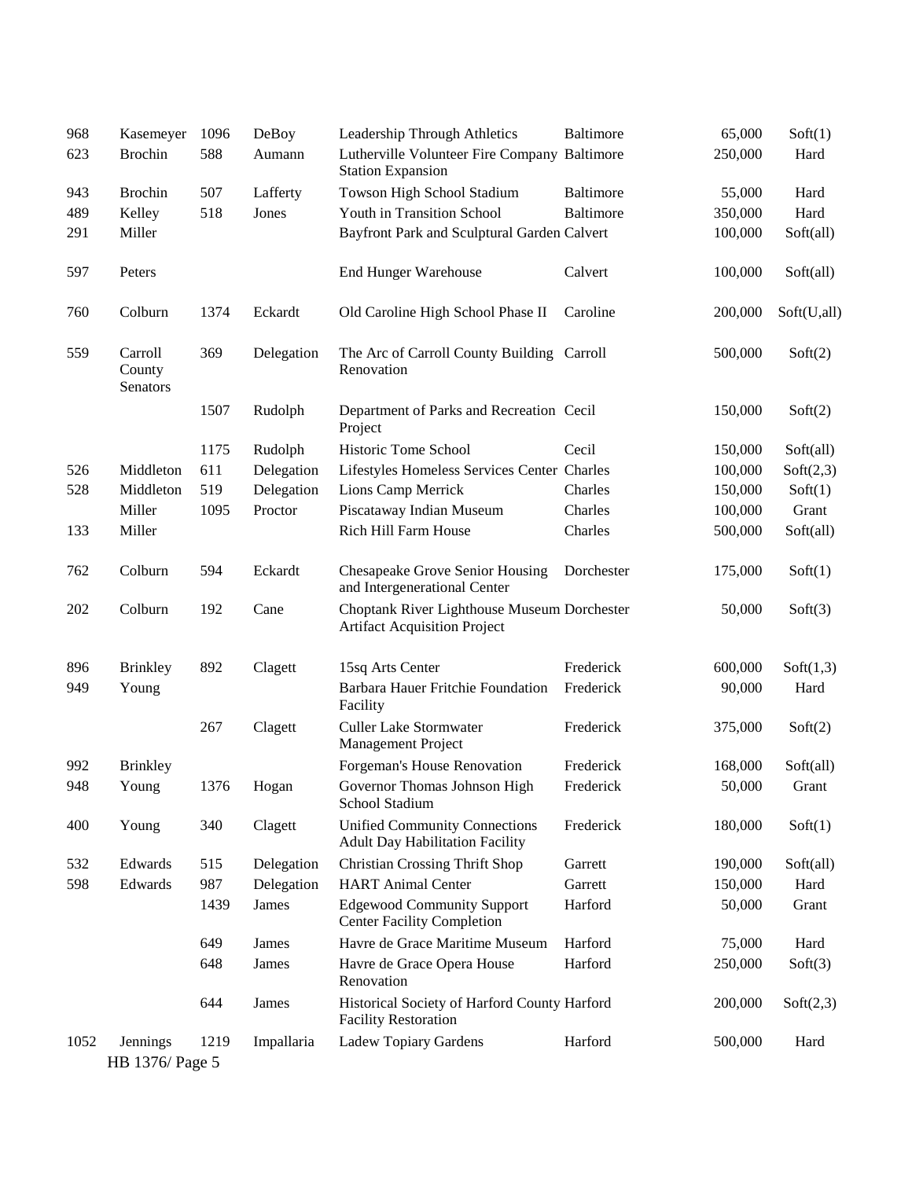| | | | | | | | |
|---|---|---|---|---|---|---|---|
| 968 | Kasemeyer | 1096 | DeBoy | Leadership Through Athletics | Baltimore | 65,000 | Soft(1) |
| 623 | Brochin | 588 | Aumann | Lutherville Volunteer Fire Company Station Expansion | Baltimore | 250,000 | Hard |
| 943 | Brochin | 507 | Lafferty | Towson High School Stadium | Baltimore | 55,000 | Hard |
| 489 | Kelley | 518 | Jones | Youth in Transition School | Baltimore | 350,000 | Hard |
| 291 | Miller | | | Bayfront Park and Sculptural Garden | Calvert | 100,000 | Soft(all) |
| 597 | Peters | | | End Hunger Warehouse | Calvert | 100,000 | Soft(all) |
| 760 | Colburn | 1374 | Eckardt | Old Caroline High School Phase II | Caroline | 200,000 | Soft(U,all) |
| 559 | Carroll County Senators | 369 | Delegation | The Arc of Carroll County Building Renovation | Carroll | 500,000 | Soft(2) |
| | | 1507 | Rudolph | Department of Parks and Recreation Project | Cecil | 150,000 | Soft(2) |
| | | 1175 | Rudolph | Historic Tome School | Cecil | 150,000 | Soft(all) |
| 526 | Middleton | 611 | Delegation | Lifestyles Homeless Services Center | Charles | 100,000 | Soft(2,3) |
| 528 | Middleton | 519 | Delegation | Lions Camp Merrick | Charles | 150,000 | Soft(1) |
| | Miller | 1095 | Proctor | Piscataway Indian Museum | Charles | 100,000 | Grant |
| 133 | Miller | | | Rich Hill Farm House | Charles | 500,000 | Soft(all) |
| 762 | Colburn | 594 | Eckardt | Chesapeake Grove Senior Housing and Intergenerational Center | Dorchester | 175,000 | Soft(1) |
| 202 | Colburn | 192 | Cane | Choptank River Lighthouse Museum Artifact Acquisition Project | Dorchester | 50,000 | Soft(3) |
| 896 | Brinkley | 892 | Clagett | 15sq Arts Center | Frederick | 600,000 | Soft(1,3) |
| 949 | Young | | | Barbara Hauer Fritchie Foundation Facility | Frederick | 90,000 | Hard |
| | | 267 | Clagett | Culler Lake Stormwater Management Project | Frederick | 375,000 | Soft(2) |
| 992 | Brinkley | | | Forgeman's House Renovation | Frederick | 168,000 | Soft(all) |
| 948 | Young | 1376 | Hogan | Governor Thomas Johnson High School Stadium | Frederick | 50,000 | Grant |
| 400 | Young | 340 | Clagett | Unified Community Connections Adult Day Habilitation Facility | Frederick | 180,000 | Soft(1) |
| 532 | Edwards | 515 | Delegation | Christian Crossing Thrift Shop | Garrett | 190,000 | Soft(all) |
| 598 | Edwards | 987 | Delegation | HART Animal Center | Garrett | 150,000 | Hard |
| | | 1439 | James | Edgewood Community Support Center Facility Completion | Harford | 50,000 | Grant |
| | | 649 | James | Havre de Grace Maritime Museum | Harford | 75,000 | Hard |
| | | 648 | James | Havre de Grace Opera House Renovation | Harford | 250,000 | Soft(3) |
| | | 644 | James | Historical Society of Harford County Facility Restoration | Harford | 200,000 | Soft(2,3) |
| 1052 | Jennings | 1219 | Impallaria | Ladew Topiary Gardens | Harford | 500,000 | Hard |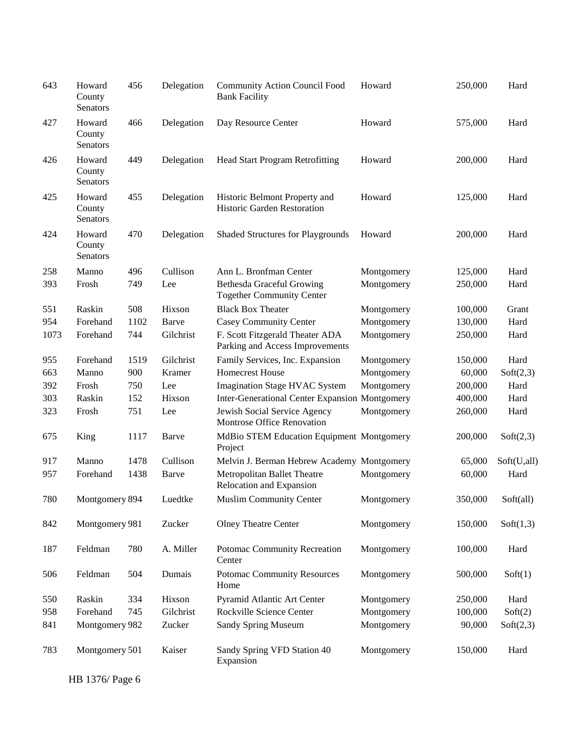| | | | | | | | |
|---|---|---|---|---|---|---|---|
| 643 | Howard County Senators | 456 | Delegation | Community Action Council Food Bank Facility | Howard | 250,000 | Hard |
| 427 | Howard County Senators | 466 | Delegation | Day Resource Center | Howard | 575,000 | Hard |
| 426 | Howard County Senators | 449 | Delegation | Head Start Program Retrofitting | Howard | 200,000 | Hard |
| 425 | Howard County Senators | 455 | Delegation | Historic Belmont Property and Historic Garden Restoration | Howard | 125,000 | Hard |
| 424 | Howard County Senators | 470 | Delegation | Shaded Structures for Playgrounds | Howard | 200,000 | Hard |
| 258 | Manno | 496 | Cullison | Ann L. Bronfman Center | Montgomery | 125,000 | Hard |
| 393 | Frosh | 749 | Lee | Bethesda Graceful Growing Together Community Center | Montgomery | 250,000 | Hard |
| 551 | Raskin | 508 | Hixson | Black Box Theater | Montgomery | 100,000 | Grant |
| 954 | Forehand | 1102 | Barve | Casey Community Center | Montgomery | 130,000 | Hard |
| 1073 | Forehand | 744 | Gilchrist | F. Scott Fitzgerald Theater ADA Parking and Access Improvements | Montgomery | 250,000 | Hard |
| 955 | Forehand | 1519 | Gilchrist | Family Services, Inc. Expansion | Montgomery | 150,000 | Hard |
| 663 | Manno | 900 | Kramer | Homecrest House | Montgomery | 60,000 | Soft(2,3) |
| 392 | Frosh | 750 | Lee | Imagination Stage HVAC System | Montgomery | 200,000 | Hard |
| 303 | Raskin | 152 | Hixson | Inter-Generational Center Expansion | Montgomery | 400,000 | Hard |
| 323 | Frosh | 751 | Lee | Jewish Social Service Agency Montrose Office Renovation | Montgomery | 260,000 | Hard |
| 675 | King | 1117 | Barve | MdBio STEM Education Equipment Project | Montgomery | 200,000 | Soft(2,3) |
| 917 | Manno | 1478 | Cullison | Melvin J. Berman Hebrew Academy | Montgomery | 65,000 | Soft(U,all) |
| 957 | Forehand | 1438 | Barve | Metropolitan Ballet Theatre Relocation and Expansion | Montgomery | 60,000 | Hard |
| 780 | Montgomery | 894 | Luedtke | Muslim Community Center | Montgomery | 350,000 | Soft(all) |
| 842 | Montgomery | 981 | Zucker | Olney Theatre Center | Montgomery | 150,000 | Soft(1,3) |
| 187 | Feldman | 780 | A. Miller | Potomac Community Recreation Center | Montgomery | 100,000 | Hard |
| 506 | Feldman | 504 | Dumais | Potomac Community Resources Home | Montgomery | 500,000 | Soft(1) |
| 550 | Raskin | 334 | Hixson | Pyramid Atlantic Art Center | Montgomery | 250,000 | Hard |
| 958 | Forehand | 745 | Gilchrist | Rockville Science Center | Montgomery | 100,000 | Soft(2) |
| 841 | Montgomery | 982 | Zucker | Sandy Spring Museum | Montgomery | 90,000 | Soft(2,3) |
| 783 | Montgomery | 501 | Kaiser | Sandy Spring VFD Station 40 Expansion | Montgomery | 150,000 | Hard |

HB 1376/ Page 6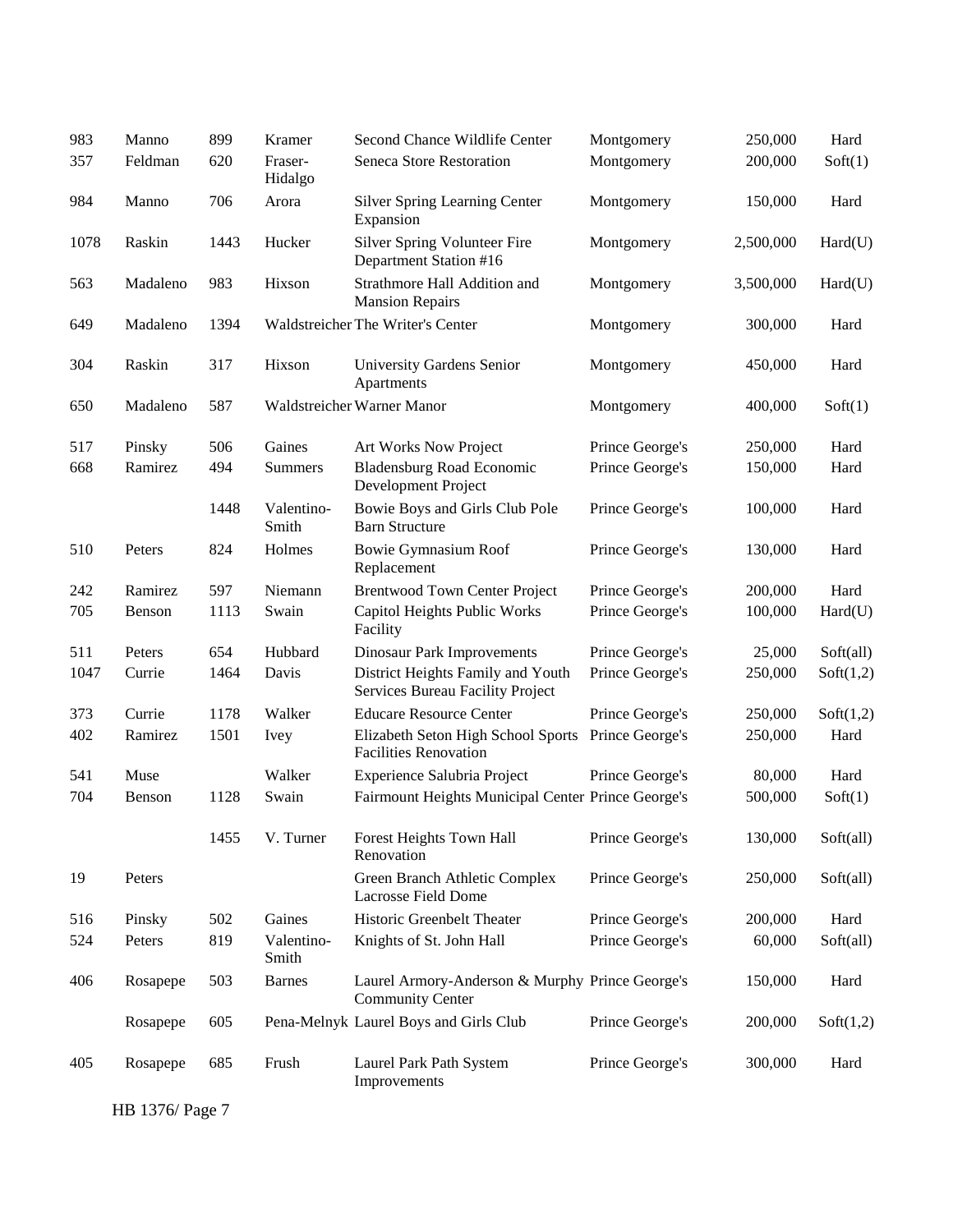| | | | | | | | |
|---|---|---|---|---|---|---|---|
| 983 | Manno | 899 | Kramer | Second Chance Wildlife Center | Montgomery | 250,000 | Hard |
| 357 | Feldman | 620 | Fraser-Hidalgo | Seneca Store Restoration | Montgomery | 200,000 | Soft(1) |
| 984 | Manno | 706 | Arora | Silver Spring Learning Center Expansion | Montgomery | 150,000 | Hard |
| 1078 | Raskin | 1443 | Hucker | Silver Spring Volunteer Fire Department Station #16 | Montgomery | 2,500,000 | Hard(U) |
| 563 | Madaleno | 983 | Hixson | Strathmore Hall Addition and Mansion Repairs | Montgomery | 3,500,000 | Hard(U) |
| 649 | Madaleno | 1394 | Waldstreicher | The Writer's Center | Montgomery | 300,000 | Hard |
| 304 | Raskin | 317 | Hixson | University Gardens Senior Apartments | Montgomery | 450,000 | Hard |
| 650 | Madaleno | 587 | Waldstreicher | Warner Manor | Montgomery | 400,000 | Soft(1) |
| 517 | Pinsky | 506 | Gaines | Art Works Now Project | Prince George's | 250,000 | Hard |
| 668 | Ramirez | 494 | Summers | Bladensburg Road Economic Development Project | Prince George's | 150,000 | Hard |
| | | 1448 | Valentino-Smith | Bowie Boys and Girls Club Pole Barn Structure | Prince George's | 100,000 | Hard |
| 510 | Peters | 824 | Holmes | Bowie Gymnasium Roof Replacement | Prince George's | 130,000 | Hard |
| 242 | Ramirez | 597 | Niemann | Brentwood Town Center Project | Prince George's | 200,000 | Hard |
| 705 | Benson | 1113 | Swain | Capitol Heights Public Works Facility | Prince George's | 100,000 | Hard(U) |
| 511 | Peters | 654 | Hubbard | Dinosaur Park Improvements | Prince George's | 25,000 | Soft(all) |
| 1047 | Currie | 1464 | Davis | District Heights Family and Youth Services Bureau Facility Project | Prince George's | 250,000 | Soft(1,2) |
| 373 | Currie | 1178 | Walker | Educare Resource Center | Prince George's | 250,000 | Soft(1,2) |
| 402 | Ramirez | 1501 | Ivey | Elizabeth Seton High School Sports Facilities Renovation | Prince George's | 250,000 | Hard |
| 541 | Muse | | Walker | Experience Salubria Project | Prince George's | 80,000 | Hard |
| 704 | Benson | 1128 | Swain | Fairmount Heights Municipal Center | Prince George's | 500,000 | Soft(1) |
| | | 1455 | V. Turner | Forest Heights Town Hall Renovation | Prince George's | 130,000 | Soft(all) |
| 19 | Peters | | | Green Branch Athletic Complex Lacrosse Field Dome | Prince George's | 250,000 | Soft(all) |
| 516 | Pinsky | 502 | Gaines | Historic Greenbelt Theater | Prince George's | 200,000 | Hard |
| 524 | Peters | 819 | Valentino-Smith | Knights of St. John Hall | Prince George's | 60,000 | Soft(all) |
| 406 | Rosapepe | 503 | Barnes | Laurel Armory-Anderson & Murphy Community Center | Prince George's | 150,000 | Hard |
| | Rosapepe | 605 | Pena-Melnyk | Laurel Boys and Girls Club | Prince George's | 200,000 | Soft(1,2) |
| 405 | Rosapepe | 685 | Frush | Laurel Park Path System Improvements | Prince George's | 300,000 | Hard |

HB 1376/ Page 7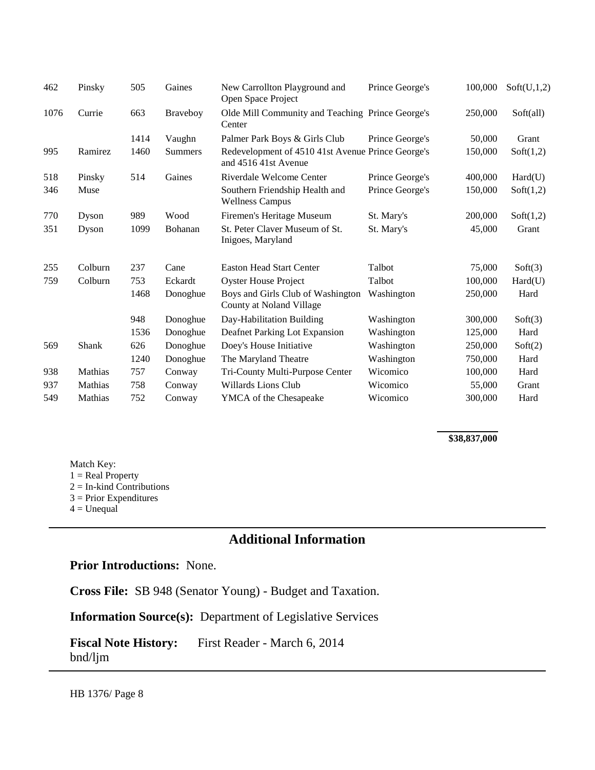| | | | | | | | |
|---|---|---|---|---|---|---|---|
| 462 | Pinsky | 505 | Gaines | New Carrollton Playground and Open Space Project | Prince George's | 100,000 | Soft(U,1,2) |
| 1076 | Currie | 663 | Braveboy | Olde Mill Community and Teaching Center | Prince George's | 250,000 | Soft(all) |
| | | 1414 | Vaughn | Palmer Park Boys & Girls Club | Prince George's | 50,000 | Grant |
| 995 | Ramirez | 1460 | Summers | Redevelopment of 4510 41st Avenue and 4516 41st Avenue | Prince George's | 150,000 | Soft(1,2) |
| 518 | Pinsky | 514 | Gaines | Riverdale Welcome Center | Prince George's | 400,000 | Hard(U) |
| 346 | Muse | | | Southern Friendship Health and Wellness Campus | Prince George's | 150,000 | Soft(1,2) |
| 770 | Dyson | 989 | Wood | Firemen's Heritage Museum | St. Mary's | 200,000 | Soft(1,2) |
| 351 | Dyson | 1099 | Bohanan | St. Peter Claver Museum of St. Inigoes, Maryland | St. Mary's | 45,000 | Grant |
| 255 | Colburn | 237 | Cane | Easton Head Start Center | Talbot | 75,000 | Soft(3) |
| 759 | Colburn | 753 | Eckardt | Oyster House Project | Talbot | 100,000 | Hard(U) |
| | | 1468 | Donoghue | Boys and Girls Club of Washington County at Noland Village | Washington | 250,000 | Hard |
| | | 948 | Donoghue | Day-Habilitation Building | Washington | 300,000 | Soft(3) |
| | | 1536 | Donoghue | Deafnet Parking Lot Expansion | Washington | 125,000 | Hard |
| 569 | Shank | 626 | Donoghue | Doey's House Initiative | Washington | 250,000 | Soft(2) |
| | | 1240 | Donoghue | The Maryland Theatre | Washington | 750,000 | Hard |
| 938 | Mathias | 757 | Conway | Tri-County Multi-Purpose Center | Wicomico | 100,000 | Hard |
| 937 | Mathias | 758 | Conway | Willards Lions Club | Wicomico | 55,000 | Grant |
| 549 | Mathias | 752 | Conway | YMCA of the Chesapeake | Wicomico | 300,000 | Hard |
| | | | | | | **\$38,837,000** | |

Match Key:
1 = Real Property
2 = In-kind Contributions
3 = Prior Expenditures
4 = Unequal

## Additional Information

**Prior Introductions:** None.

**Cross File:** SB 948 (Senator Young) - Budget and Taxation.

**Information Source(s):** Department of Legislative Services

**Fiscal Note History:** First Reader - March 6, 2014
bnd/ljm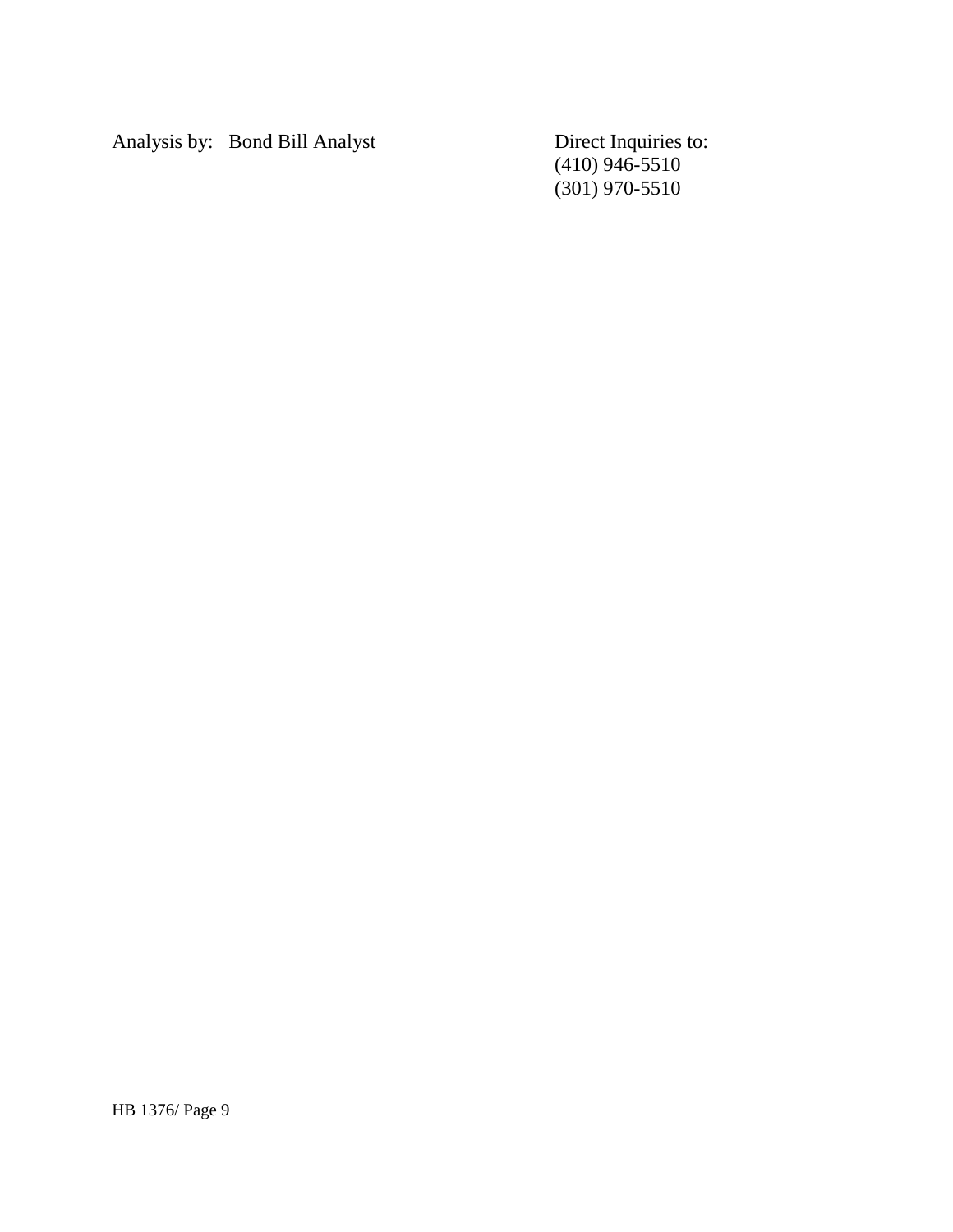Analysis by: Bond Bill Analyst

Direct Inquiries to:
(410) 946-5510
(301) 970-5510